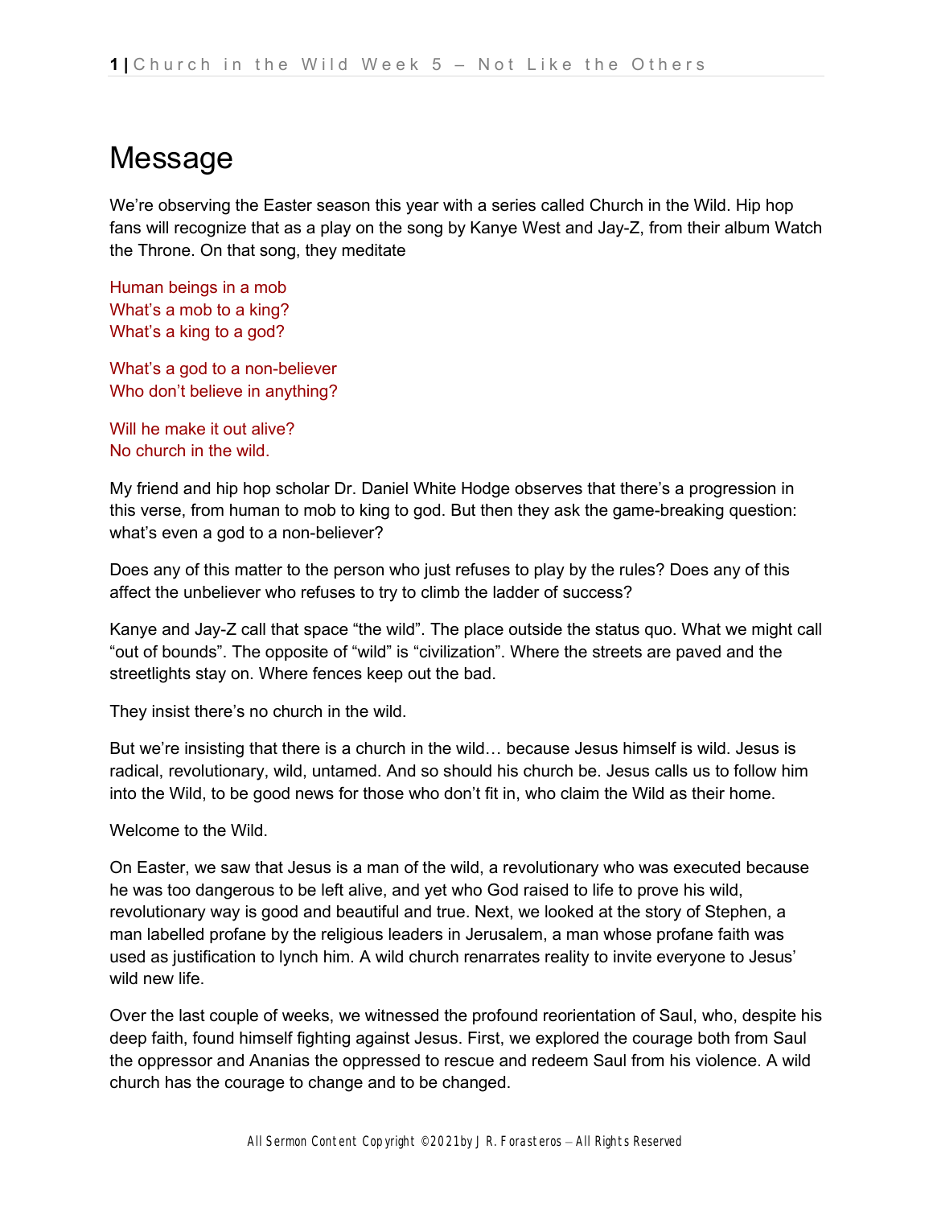# Message

We're observing the Easter season this year with a series called Church in the Wild. Hip hop fans will recognize that as a play on the song by Kanye West and Jay-Z, from their album Watch the Throne. On that song, they meditate

Human beings in a mob
What's a mob to a king?
What's a king to a god?

What's a god to a non-believer
Who don't believe in anything?

Will he make it out alive?
No church in the wild.

My friend and hip hop scholar Dr. Daniel White Hodge observes that there's a progression in this verse, from human to mob to king to god. But then they ask the game-breaking question: what's even a god to a non-believer?

Does any of this matter to the person who just refuses to play by the rules? Does any of this affect the unbeliever who refuses to try to climb the ladder of success?

Kanye and Jay-Z call that space "the wild". The place outside the status quo. What we might call "out of bounds". The opposite of "wild" is "civilization". Where the streets are paved and the streetlights stay on. Where fences keep out the bad.

They insist there's no church in the wild.

But we're insisting that there is a church in the wild… because Jesus himself is wild. Jesus is radical, revolutionary, wild, untamed. And so should his church be. Jesus calls us to follow him into the Wild, to be good news for those who don't fit in, who claim the Wild as their home.

Welcome to the Wild.

On Easter, we saw that Jesus is a man of the wild, a revolutionary who was executed because he was too dangerous to be left alive, and yet who God raised to life to prove his wild, revolutionary way is good and beautiful and true. Next, we looked at the story of Stephen, a man labelled profane by the religious leaders in Jerusalem, a man whose profane faith was used as justification to lynch him. A wild church renarrates reality to invite everyone to Jesus' wild new life.

Over the last couple of weeks, we witnessed the profound reorientation of Saul, who, despite his deep faith, found himself fighting against Jesus. First, we explored the courage both from Saul the oppressor and Ananias the oppressed to rescue and redeem Saul from his violence. A wild church has the courage to change and to be changed.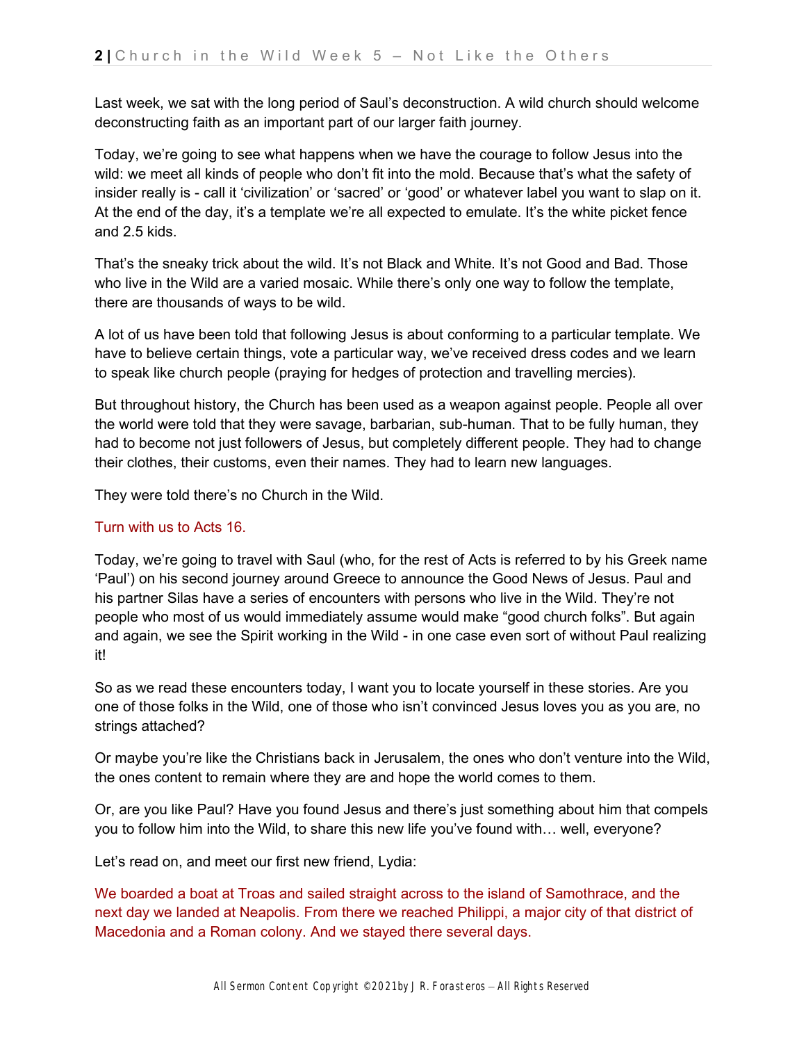Last week, we sat with the long period of Saul's deconstruction. A wild church should welcome deconstructing faith as an important part of our larger faith journey.

Today, we're going to see what happens when we have the courage to follow Jesus into the wild: we meet all kinds of people who don't fit into the mold. Because that's what the safety of insider really is - call it 'civilization' or 'sacred' or 'good' or whatever label you want to slap on it. At the end of the day, it's a template we're all expected to emulate. It's the white picket fence and 2.5 kids.

That's the sneaky trick about the wild. It's not Black and White. It's not Good and Bad. Those who live in the Wild are a varied mosaic. While there's only one way to follow the template, there are thousands of ways to be wild.

A lot of us have been told that following Jesus is about conforming to a particular template. We have to believe certain things, vote a particular way, we've received dress codes and we learn to speak like church people (praying for hedges of protection and travelling mercies).

But throughout history, the Church has been used as a weapon against people. People all over the world were told that they were savage, barbarian, sub-human. That to be fully human, they had to become not just followers of Jesus, but completely different people. They had to change their clothes, their customs, even their names. They had to learn new languages.

They were told there's no Church in the Wild.

Turn with us to Acts 16.

Today, we're going to travel with Saul (who, for the rest of Acts is referred to by his Greek name 'Paul') on his second journey around Greece to announce the Good News of Jesus. Paul and his partner Silas have a series of encounters with persons who live in the Wild. They're not people who most of us would immediately assume would make "good church folks". But again and again, we see the Spirit working in the Wild - in one case even sort of without Paul realizing it!

So as we read these encounters today, I want you to locate yourself in these stories. Are you one of those folks in the Wild, one of those who isn't convinced Jesus loves you as you are, no strings attached?

Or maybe you're like the Christians back in Jerusalem, the ones who don't venture into the Wild, the ones content to remain where they are and hope the world comes to them.

Or, are you like Paul? Have you found Jesus and there's just something about him that compels you to follow him into the Wild, to share this new life you've found with… well, everyone?

Let's read on, and meet our first new friend, Lydia:

We boarded a boat at Troas and sailed straight across to the island of Samothrace, and the next day we landed at Neapolis. From there we reached Philippi, a major city of that district of Macedonia and a Roman colony. And we stayed there several days.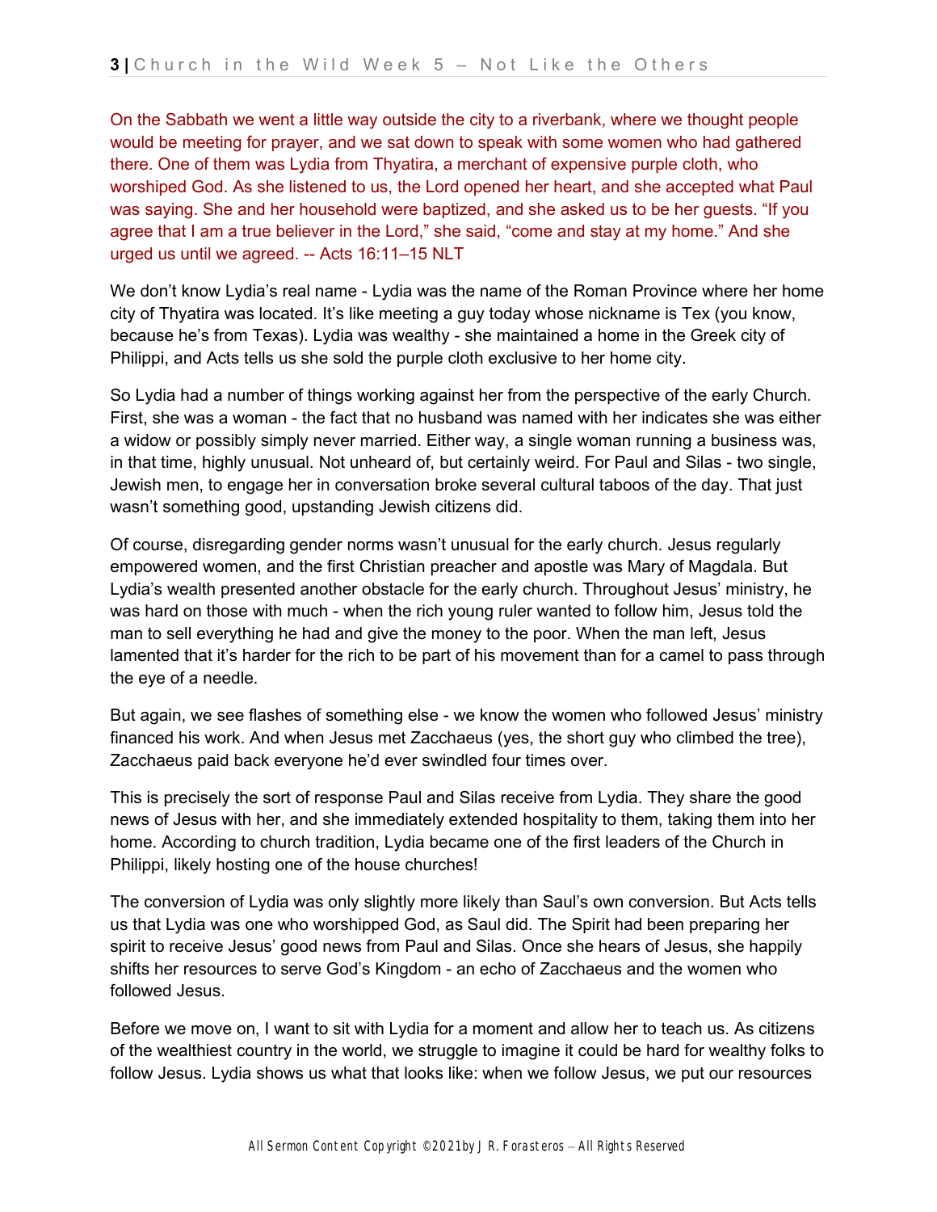On the Sabbath we went a little way outside the city to a riverbank, where we thought people would be meeting for prayer, and we sat down to speak with some women who had gathered there. One of them was Lydia from Thyatira, a merchant of expensive purple cloth, who worshiped God. As she listened to us, the Lord opened her heart, and she accepted what Paul was saying. She and her household were baptized, and she asked us to be her guests. “If you agree that I am a true believer in the Lord,” she said, “come and stay at my home.” And she urged us until we agreed. -- Acts 16:11–15 NLT

We don’t know Lydia’s real name - Lydia was the name of the Roman Province where her home city of Thyatira was located. It’s like meeting a guy today whose nickname is Tex (you know, because he’s from Texas). Lydia was wealthy - she maintained a home in the Greek city of Philippi, and Acts tells us she sold the purple cloth exclusive to her home city.

So Lydia had a number of things working against her from the perspective of the early Church. First, she was a woman - the fact that no husband was named with her indicates she was either a widow or possibly simply never married. Either way, a single woman running a business was, in that time, highly unusual. Not unheard of, but certainly weird. For Paul and Silas - two single, Jewish men, to engage her in conversation broke several cultural taboos of the day. That just wasn’t something good, upstanding Jewish citizens did.

Of course, disregarding gender norms wasn’t unusual for the early church. Jesus regularly empowered women, and the first Christian preacher and apostle was Mary of Magdala. But Lydia’s wealth presented another obstacle for the early church. Throughout Jesus’ ministry, he was hard on those with much - when the rich young ruler wanted to follow him, Jesus told the man to sell everything he had and give the money to the poor. When the man left, Jesus lamented that it’s harder for the rich to be part of his movement than for a camel to pass through the eye of a needle.

But again, we see flashes of something else - we know the women who followed Jesus’ ministry financed his work. And when Jesus met Zacchaeus (yes, the short guy who climbed the tree), Zacchaeus paid back everyone he’d ever swindled four times over.

This is precisely the sort of response Paul and Silas receive from Lydia. They share the good news of Jesus with her, and she immediately extended hospitality to them, taking them into her home. According to church tradition, Lydia became one of the first leaders of the Church in Philippi, likely hosting one of the house churches!

The conversion of Lydia was only slightly more likely than Saul’s own conversion. But Acts tells us that Lydia was one who worshipped God, as Saul did. The Spirit had been preparing her spirit to receive Jesus’ good news from Paul and Silas. Once she hears of Jesus, she happily shifts her resources to serve God’s Kingdom - an echo of Zacchaeus and the women who followed Jesus.

Before we move on, I want to sit with Lydia for a moment and allow her to teach us. As citizens of the wealthiest country in the world, we struggle to imagine it could be hard for wealthy folks to follow Jesus. Lydia shows us what that looks like: when we follow Jesus, we put our resources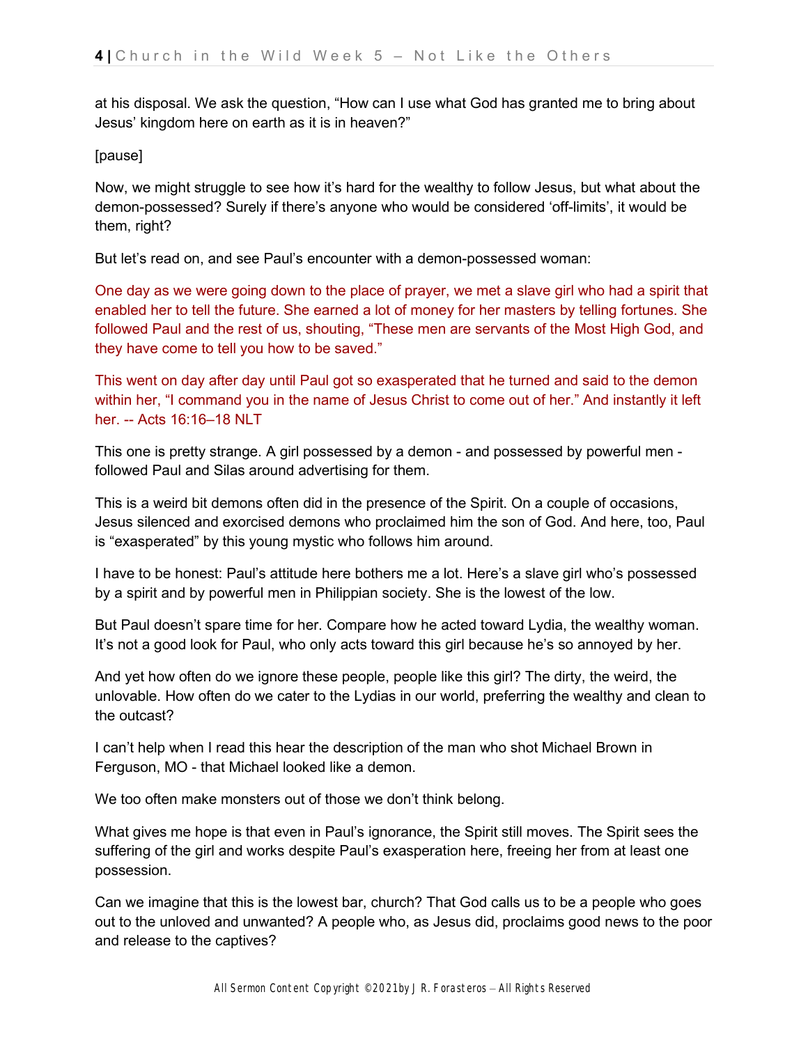at his disposal. We ask the question, “How can I use what God has granted me to bring about Jesus’ kingdom here on earth as it is in heaven?”

[pause]

Now, we might struggle to see how it’s hard for the wealthy to follow Jesus, but what about the demon-possessed? Surely if there’s anyone who would be considered ‘off-limits’, it would be them, right?

But let’s read on, and see Paul’s encounter with a demon-possessed woman:

One day as we were going down to the place of prayer, we met a slave girl who had a spirit that enabled her to tell the future. She earned a lot of money for her masters by telling fortunes. She followed Paul and the rest of us, shouting, “These men are servants of the Most High God, and they have come to tell you how to be saved.”

This went on day after day until Paul got so exasperated that he turned and said to the demon within her, “I command you in the name of Jesus Christ to come out of her.” And instantly it left her. -- Acts 16:16–18 NLT

This one is pretty strange. A girl possessed by a demon - and possessed by powerful men - followed Paul and Silas around advertising for them.

This is a weird bit demons often did in the presence of the Spirit. On a couple of occasions, Jesus silenced and exorcised demons who proclaimed him the son of God. And here, too, Paul is “exasperated” by this young mystic who follows him around.

I have to be honest: Paul’s attitude here bothers me a lot. Here’s a slave girl who’s possessed by a spirit and by powerful men in Philippian society. She is the lowest of the low.

But Paul doesn’t spare time for her. Compare how he acted toward Lydia, the wealthy woman. It’s not a good look for Paul, who only acts toward this girl because he’s so annoyed by her.

And yet how often do we ignore these people, people like this girl? The dirty, the weird, the unlovable. How often do we cater to the Lydias in our world, preferring the wealthy and clean to the outcast?

I can’t help when I read this hear the description of the man who shot Michael Brown in Ferguson, MO - that Michael looked like a demon.

We too often make monsters out of those we don’t think belong.

What gives me hope is that even in Paul’s ignorance, the Spirit still moves. The Spirit sees the suffering of the girl and works despite Paul’s exasperation here, freeing her from at least one possession.

Can we imagine that this is the lowest bar, church? That God calls us to be a people who goes out to the unloved and unwanted? A people who, as Jesus did, proclaims good news to the poor and release to the captives?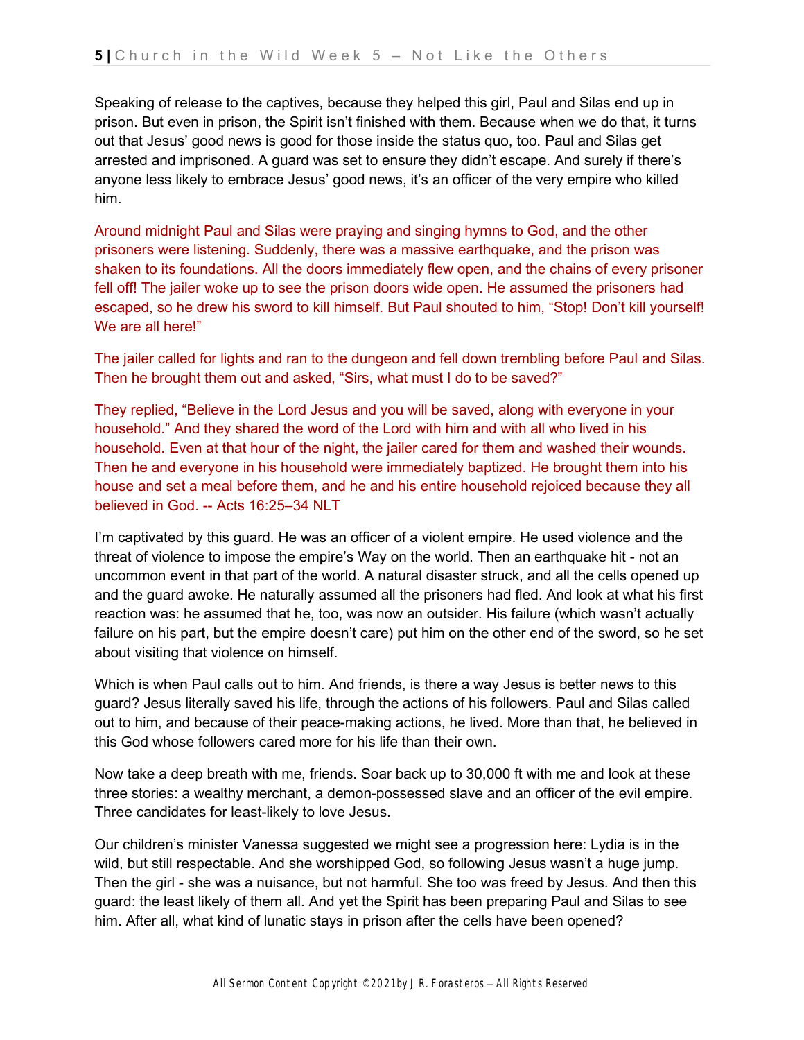Speaking of release to the captives, because they helped this girl, Paul and Silas end up in prison. But even in prison, the Spirit isn't finished with them. Because when we do that, it turns out that Jesus' good news is good for those inside the status quo, too. Paul and Silas get arrested and imprisoned. A guard was set to ensure they didn't escape. And surely if there's anyone less likely to embrace Jesus' good news, it's an officer of the very empire who killed him.

Around midnight Paul and Silas were praying and singing hymns to God, and the other prisoners were listening. Suddenly, there was a massive earthquake, and the prison was shaken to its foundations. All the doors immediately flew open, and the chains of every prisoner fell off! The jailer woke up to see the prison doors wide open. He assumed the prisoners had escaped, so he drew his sword to kill himself. But Paul shouted to him, "Stop! Don't kill yourself! We are all here!"

The jailer called for lights and ran to the dungeon and fell down trembling before Paul and Silas. Then he brought them out and asked, "Sirs, what must I do to be saved?"

They replied, "Believe in the Lord Jesus and you will be saved, along with everyone in your household." And they shared the word of the Lord with him and with all who lived in his household. Even at that hour of the night, the jailer cared for them and washed their wounds. Then he and everyone in his household were immediately baptized. He brought them into his house and set a meal before them, and he and his entire household rejoiced because they all believed in God. -- Acts 16:25–34 NLT

I'm captivated by this guard. He was an officer of a violent empire. He used violence and the threat of violence to impose the empire's Way on the world. Then an earthquake hit - not an uncommon event in that part of the world. A natural disaster struck, and all the cells opened up and the guard awoke. He naturally assumed all the prisoners had fled. And look at what his first reaction was: he assumed that he, too, was now an outsider. His failure (which wasn't actually failure on his part, but the empire doesn't care) put him on the other end of the sword, so he set about visiting that violence on himself.

Which is when Paul calls out to him. And friends, is there a way Jesus is better news to this guard? Jesus literally saved his life, through the actions of his followers. Paul and Silas called out to him, and because of their peace-making actions, he lived. More than that, he believed in this God whose followers cared more for his life than their own.

Now take a deep breath with me, friends. Soar back up to 30,000 ft with me and look at these three stories: a wealthy merchant, a demon-possessed slave and an officer of the evil empire. Three candidates for least-likely to love Jesus.

Our children's minister Vanessa suggested we might see a progression here: Lydia is in the wild, but still respectable. And she worshipped God, so following Jesus wasn't a huge jump. Then the girl - she was a nuisance, but not harmful. She too was freed by Jesus. And then this guard: the least likely of them all. And yet the Spirit has been preparing Paul and Silas to see him. After all, what kind of lunatic stays in prison after the cells have been opened?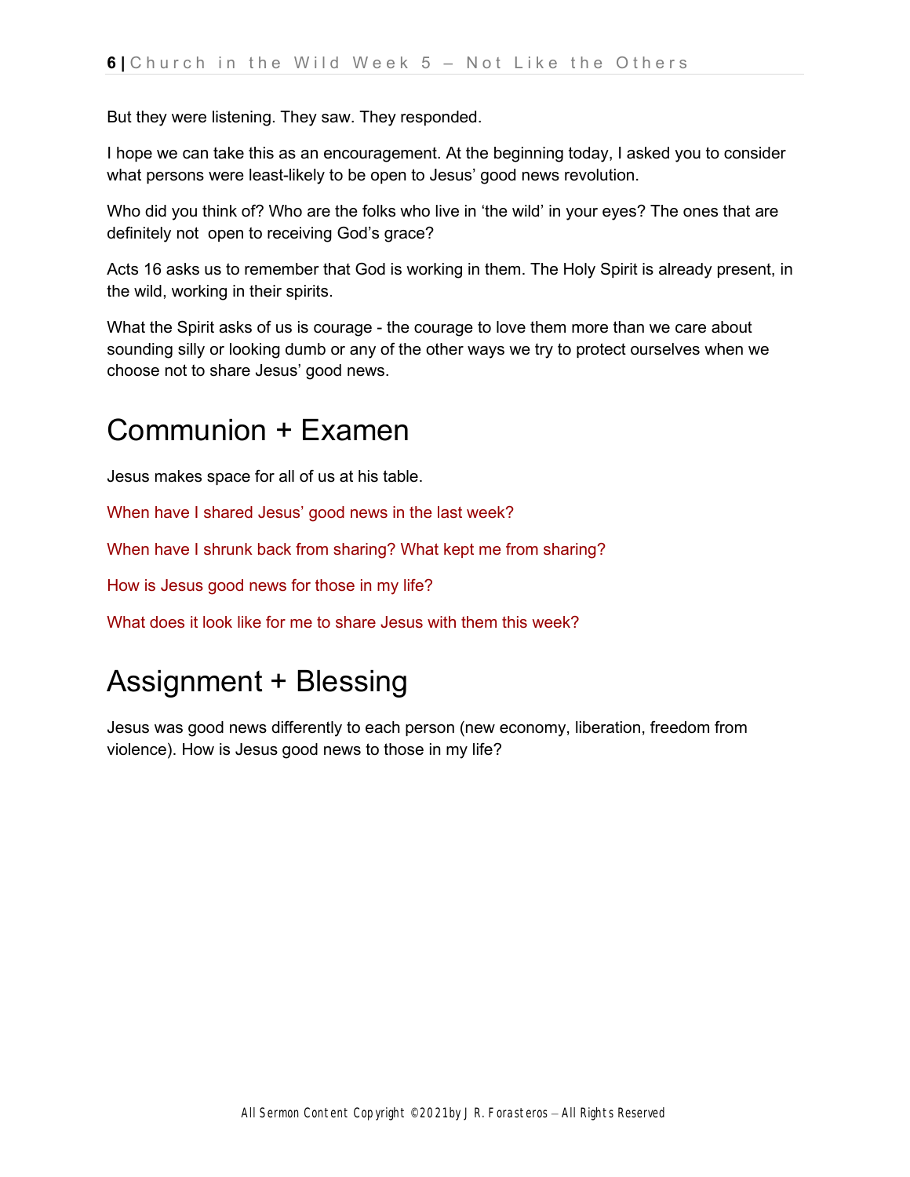But they were listening. They saw. They responded.

I hope we can take this as an encouragement. At the beginning today, I asked you to consider what persons were least-likely to be open to Jesus' good news revolution.

Who did you think of? Who are the folks who live in 'the wild' in your eyes? The ones that are definitely not  open to receiving God's grace?

Acts 16 asks us to remember that God is working in them. The Holy Spirit is already present, in the wild, working in their spirits.

What the Spirit asks of us is courage - the courage to love them more than we care about sounding silly or looking dumb or any of the other ways we try to protect ourselves when we choose not to share Jesus' good news.

# Communion + Examen

Jesus makes space for all of us at his table.

When have I shared Jesus' good news in the last week?

When have I shrunk back from sharing? What kept me from sharing?

How is Jesus good news for those in my life?

What does it look like for me to share Jesus with them this week?

# Assignment + Blessing

Jesus was good news differently to each person (new economy, liberation, freedom from violence). How is Jesus good news to those in my life?